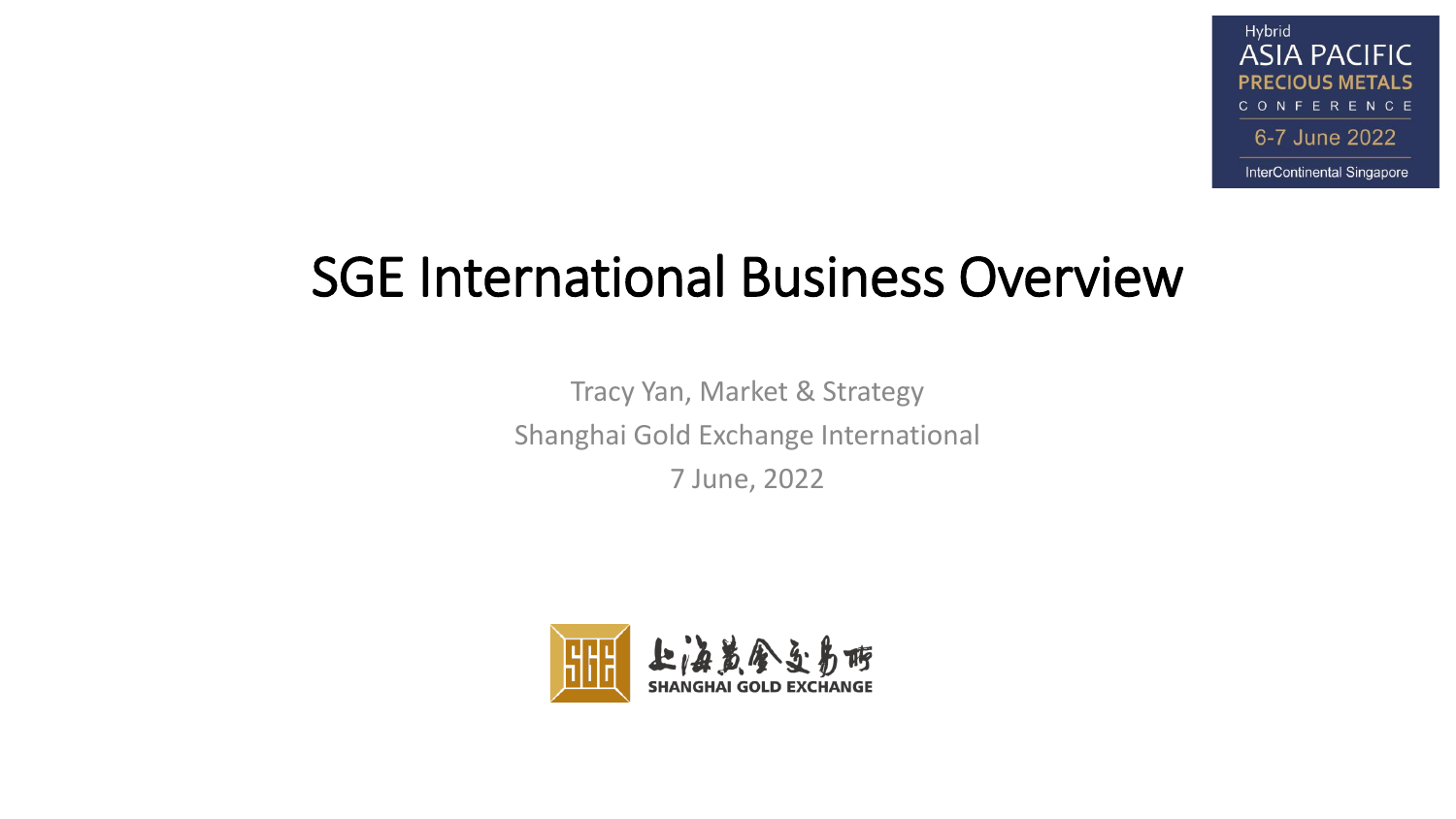Hybrid
ASIA PACIFIC
PRECIOUS METALS
CONFERENCE
6-7 June 2022
InterContinental Singapore

# SGE International Business Overview

Tracy Yan, Market & Strategy

Shanghai Gold Exchange International

7 June, 2022

上海黄金交易所
SHANGHAI GOLD EXCHANGE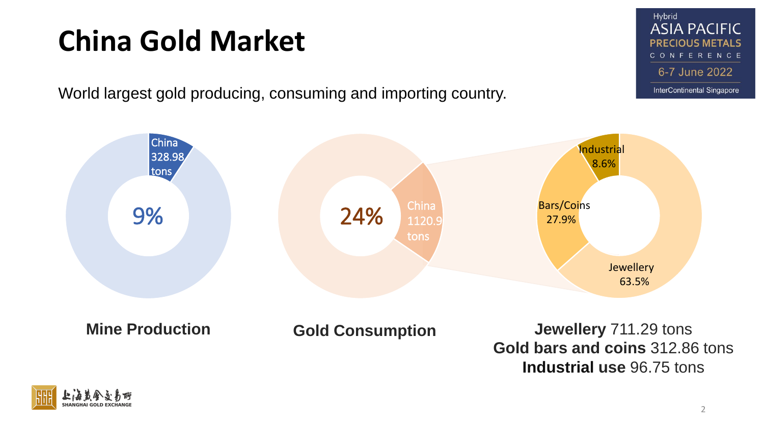# China Gold Market

World largest gold producing, consuming and importing country.

China 328.98 tons

9%

**Mine Production**

24%

China 1120.9 tons

**Gold Consumption**

Industrial 8.6%

Bars/Coins 27.9%

Jewellery 63.5%

**Jewellery** 711.29 tons
**Gold bars and coins** 312.86 tons
**Industrial use** 96.75 tons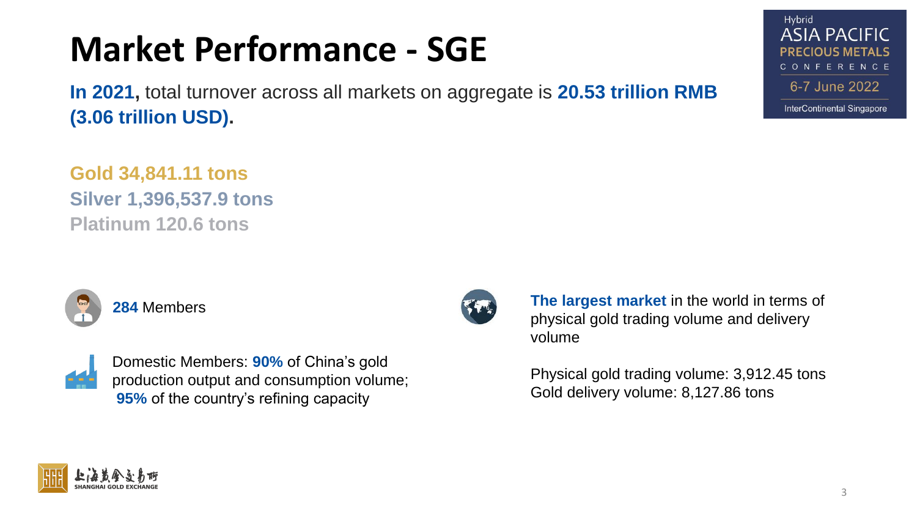# Market Performance - SGE

**In 2021,** total turnover across all markets on aggregate is **20.53 trillion RMB (3.06 trillion USD).**

**Gold 34,841.11 tons**
**Silver 1,396,537.9 tons**
**Platinum 120.6 tons**

**284** Members

Domestic Members: **90%** of China's gold production output and consumption volume; **95%** of the country's refining capacity

**The largest market** in the world in terms of physical gold trading volume and delivery volume

Physical gold trading volume: 3,912.45 tons
Gold delivery volume: 8,127.86 tons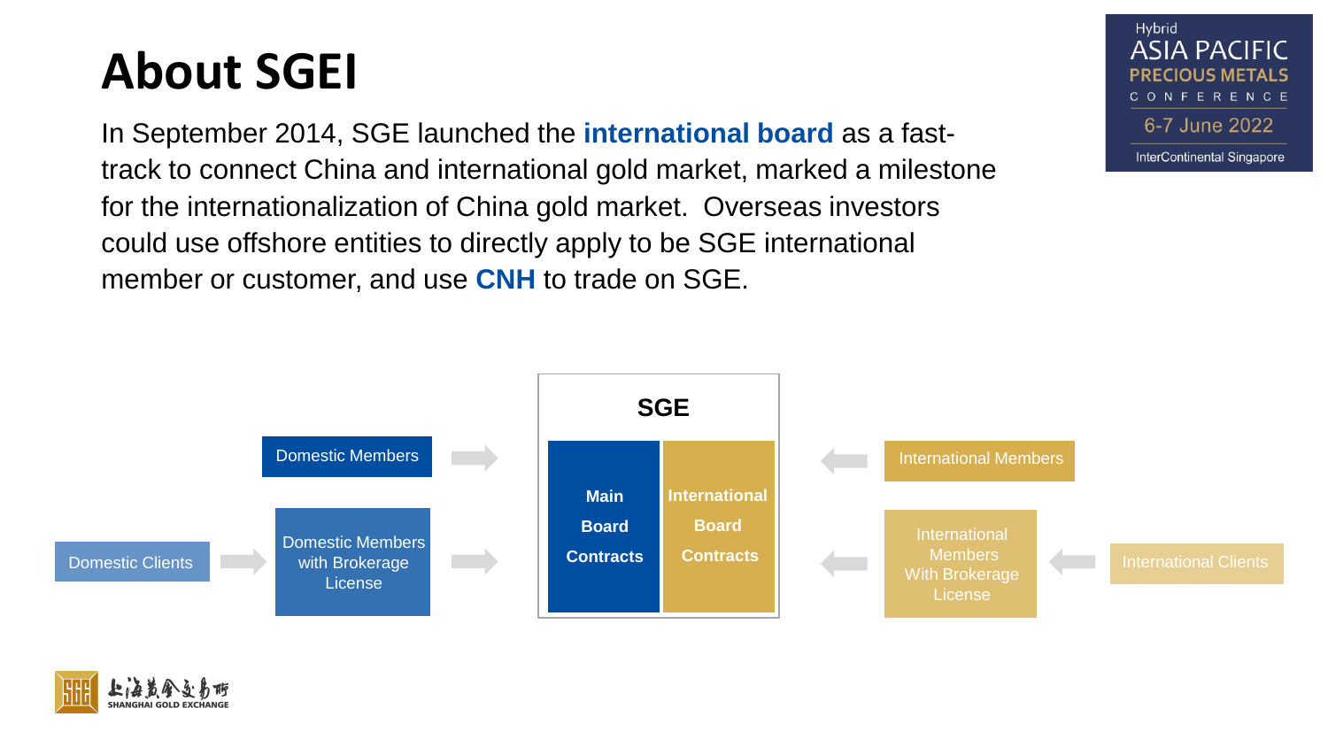# About SGEI

In September 2014, SGE launched the **international board** as a fast-track to connect China and international gold market, marked a milestone for the internationalization of China gold market. Overseas investors could use offshore entities to directly apply to be SGE international member or customer, and use **CNH** to trade on SGE.

**SGE**

- Domestic Members → Main Board Contracts
- Domestic Clients → Domestic Members with Brokerage License → Main Board Contracts
- International Members → International Board Contracts
- International Clients → International Members With Brokerage License → International Board Contracts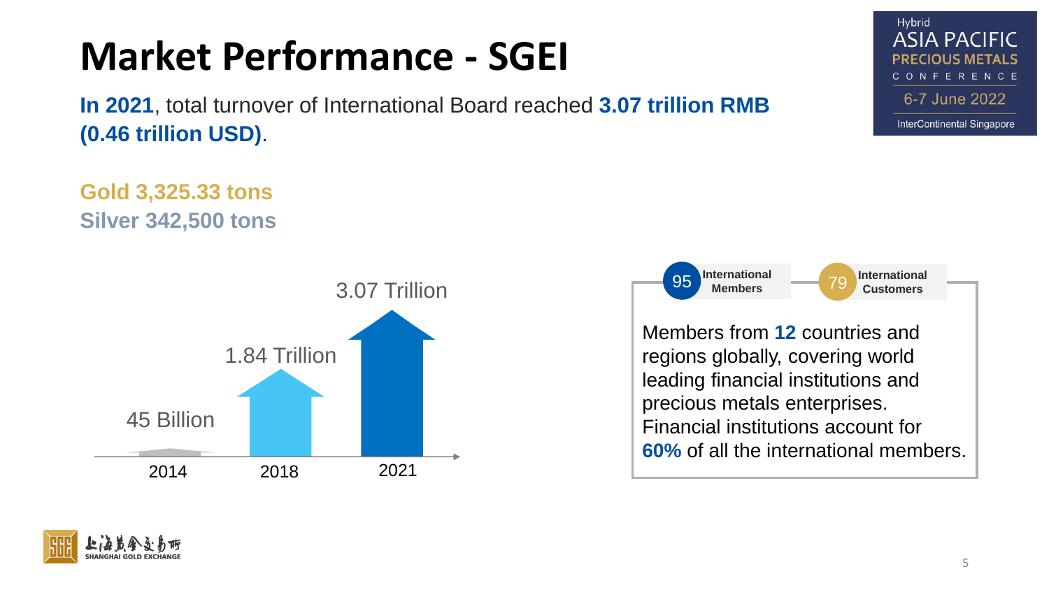# Market Performance - SGEI

**In 2021**, total turnover of International Board reached **3.07 trillion RMB (0.46 trillion USD)**.

**Gold 3,325.33 tons**
**Silver 342,500 tons**

| Year | Turnover |
| --- | --- |
| 2014 | 45 Billion |
| 2018 | 1.84 Trillion |
| 2021 | 3.07 Trillion |

**95** International Members

**79** International Customers

Members from **12** countries and regions globally, covering world leading financial institutions and precious metals enterprises. Financial institutions account for **60%** of all the international members.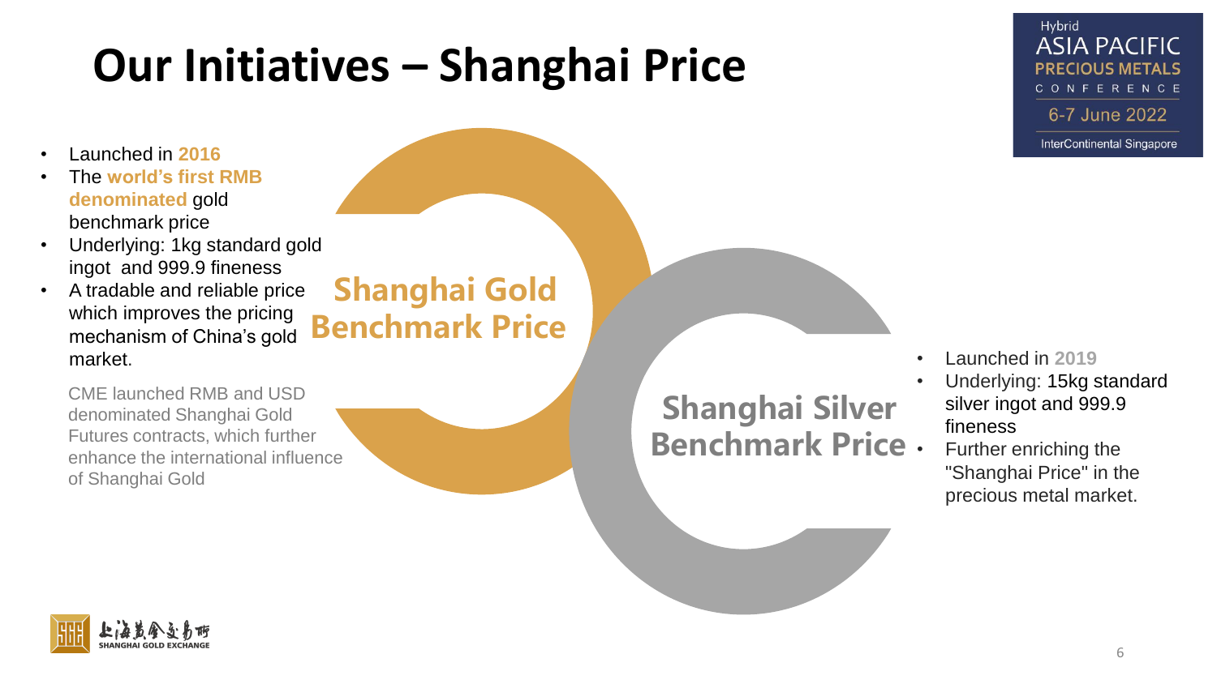# Our Initiatives – Shanghai Price

## Shanghai Gold Benchmark Price

- Launched in **2016**
- The **world's first RMB denominated** gold benchmark price
- Underlying: 1kg standard gold ingot and 999.9 fineness
- A tradable and reliable price which improves the pricing mechanism of China's gold market.

CME launched RMB and USD denominated Shanghai Gold Futures contracts, which further enhance the international influence of Shanghai Gold

## Shanghai Silver Benchmark Price

- Launched in **2019**
- Underlying: 15kg standard silver ingot and 999.9 fineness
- Further enriching the "Shanghai Price" in the precious metal market.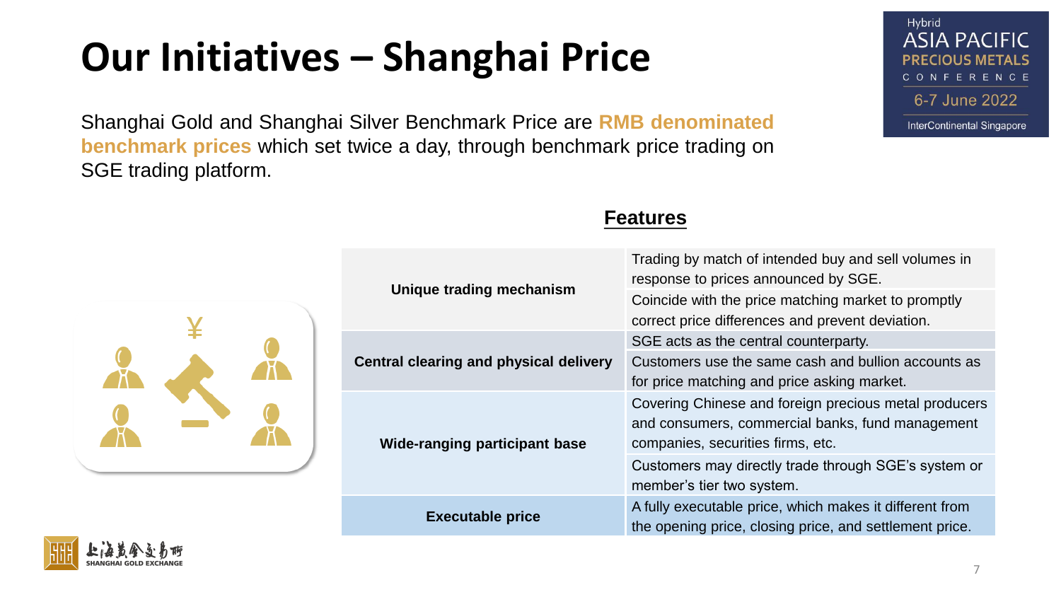# Our Initiatives – Shanghai Price

Shanghai Gold and Shanghai Silver Benchmark Price are **RMB denominated benchmark prices** which set twice a day, through benchmark price trading on SGE trading platform.

## Features

| Feature | Description |
|---|---|
| **Unique trading mechanism** | Trading by match of intended buy and sell volumes in response to prices announced by SGE. |
| | Coincide with the price matching market to promptly correct price differences and prevent deviation. |
| **Central clearing and physical delivery** | SGE acts as the central counterparty. |
| | Customers use the same cash and bullion accounts as for price matching and price asking market. |
| **Wide-ranging participant base** | Covering Chinese and foreign precious metal producers and consumers, commercial banks, fund management companies, securities firms, etc. |
| | Customers may directly trade through SGE's system or member's tier two system. |
| **Executable price** | A fully executable price, which makes it different from the opening price, closing price, and settlement price. |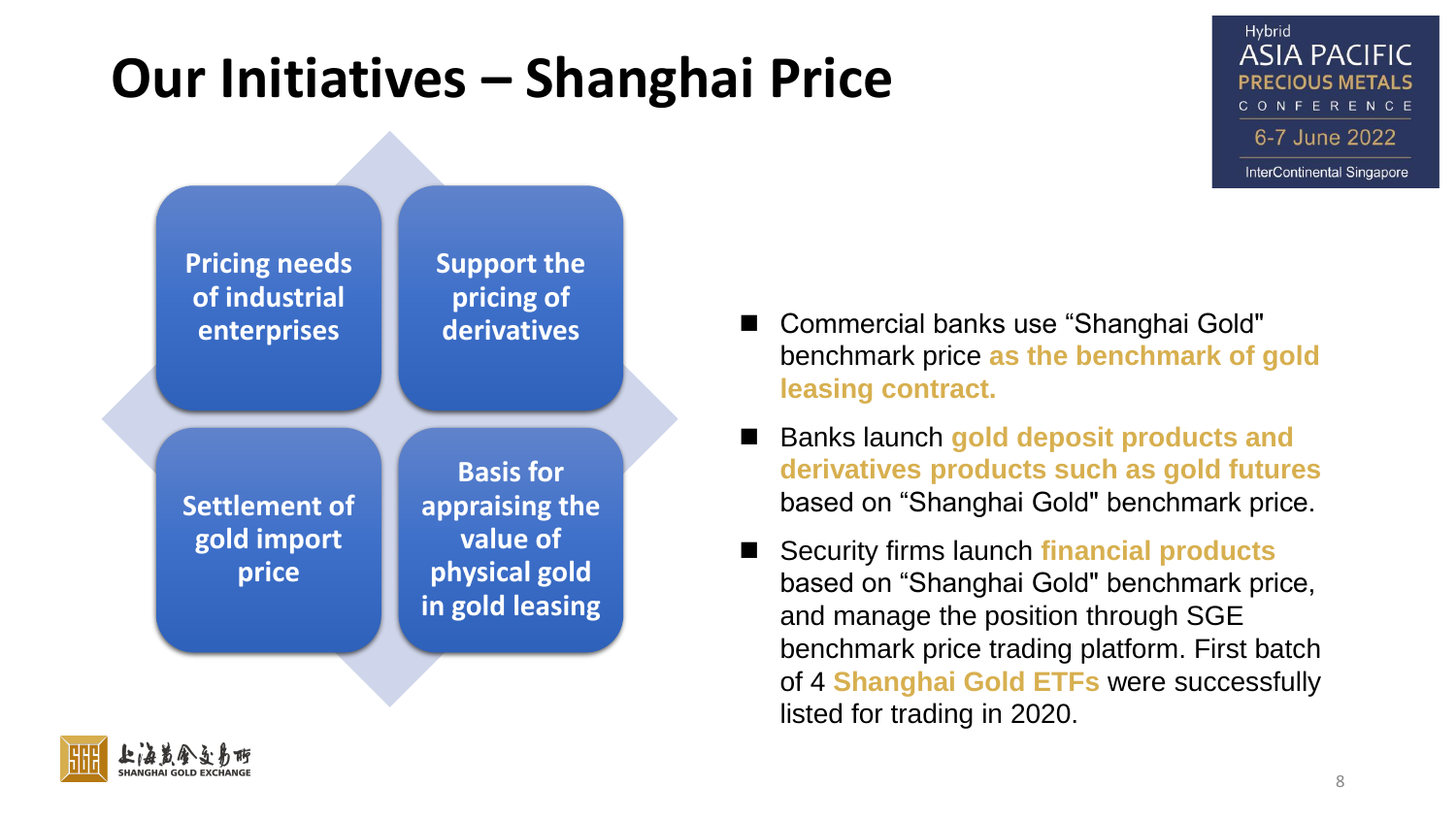# Our Initiatives – Shanghai Price

- Pricing needs of industrial enterprises
- Support the pricing of derivatives
- Settlement of gold import price
- Basis for appraising the value of physical gold in gold leasing

- Commercial banks use "Shanghai Gold" benchmark price **as the benchmark of gold leasing contract.**
- Banks launch **gold deposit products and derivatives products such as gold futures** based on "Shanghai Gold" benchmark price.
- Security firms launch **financial products** based on "Shanghai Gold" benchmark price, and manage the position through SGE benchmark price trading platform. First batch of 4 **Shanghai Gold ETFs** were successfully listed for trading in 2020.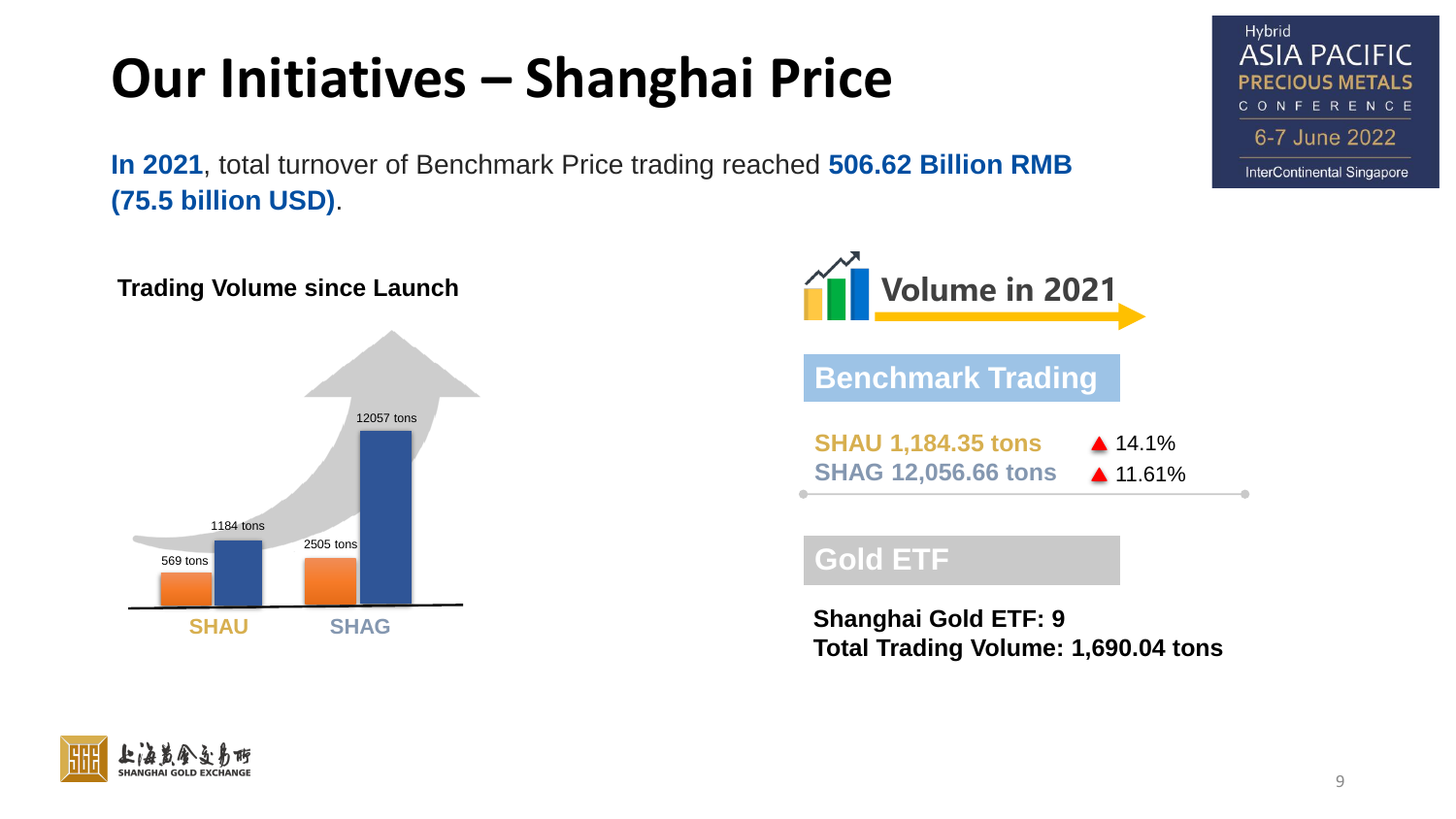# Our Initiatives – Shanghai Price

**In 2021**, total turnover of Benchmark Price trading reached **506.62 Billion RMB (75.5 billion USD)**.

**Trading Volume since Launch**

| | SHAU | SHAG |
|---|---|---|
| Earlier | 569 tons | 2505 tons |
| Later | 1184 tons | 12057 tons |

## Volume in 2021

### Benchmark Trading

SHAU 1,184.35 tons ▲ 14.1%

SHAG 12,056.66 tons ▲ 11.61%

### Gold ETF

**Shanghai Gold ETF: 9**

**Total Trading Volume: 1,690.04 tons**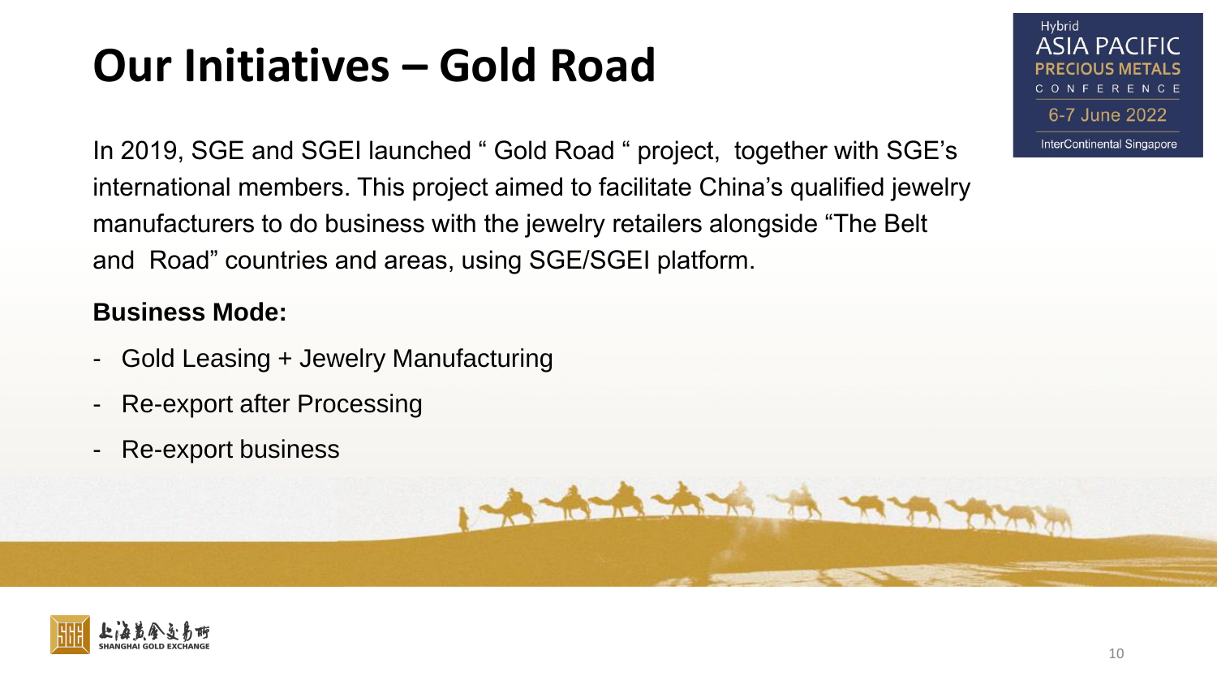# Our Initiatives – Gold Road

In 2019, SGE and SGEI launched " Gold Road " project, together with SGE's international members. This project aimed to facilitate China's qualified jewelry manufacturers to do business with the jewelry retailers alongside "The Belt and Road" countries and areas, using SGE/SGEI platform.

**Business Mode:**

- Gold Leasing + Jewelry Manufacturing
- Re-export after Processing
- Re-export business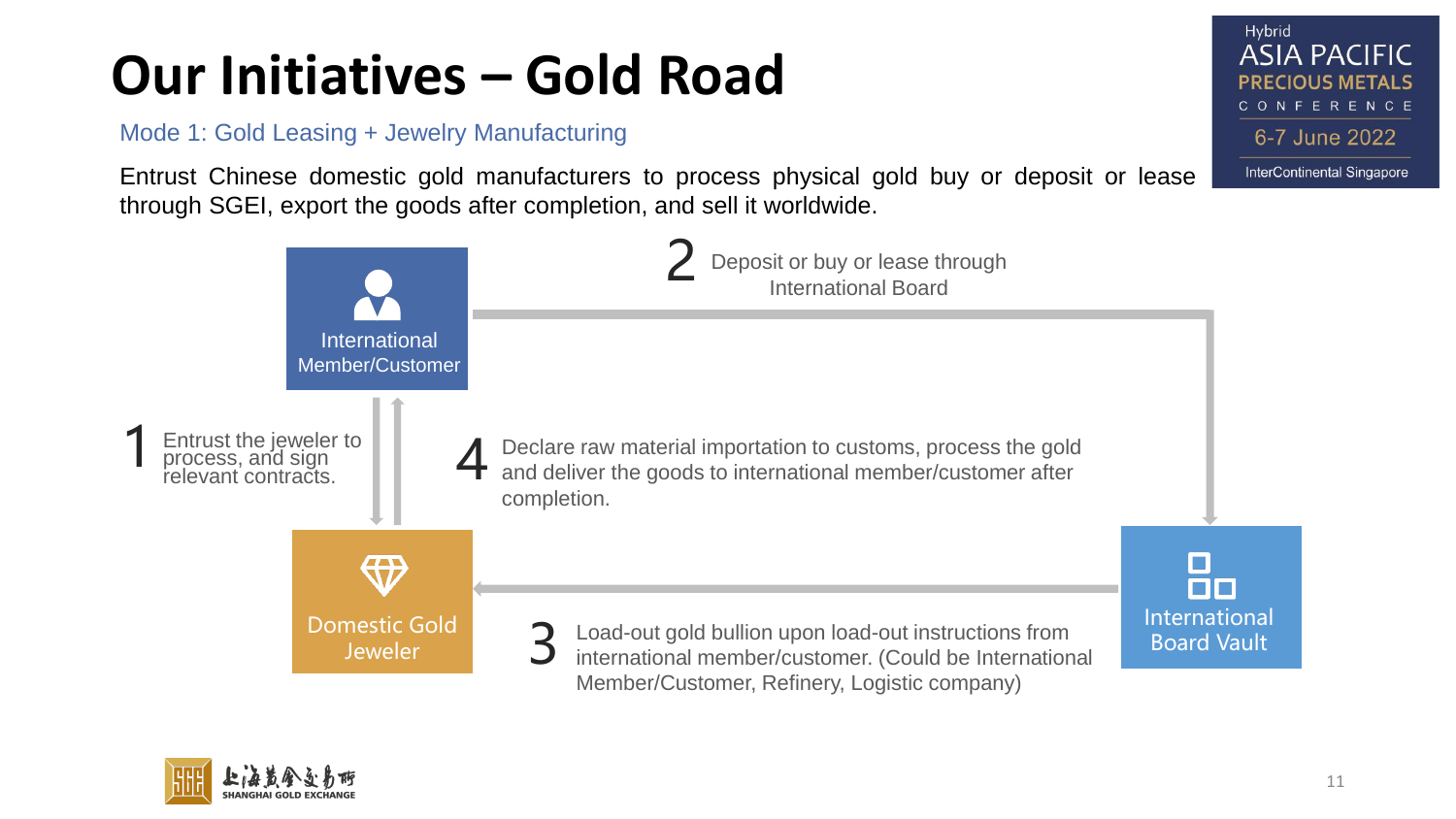# Our Initiatives – Gold Road

Mode 1: Gold Leasing + Jewelry Manufacturing

Entrust Chinese domestic gold manufacturers to process physical gold buy or deposit or lease through SGEI, export the goods after completion, and sell it worldwide.

International Member/Customer

Domestic Gold Jeweler

International Board Vault

1. Entrust the jeweler to process, and sign relevant contracts.
2. Deposit or buy or lease through International Board
3. Load-out gold bullion upon load-out instructions from international member/customer. (Could be International Member/Customer, Refinery, Logistic company)
4. Declare raw material importation to customs, process the gold and deliver the goods to international member/customer after completion.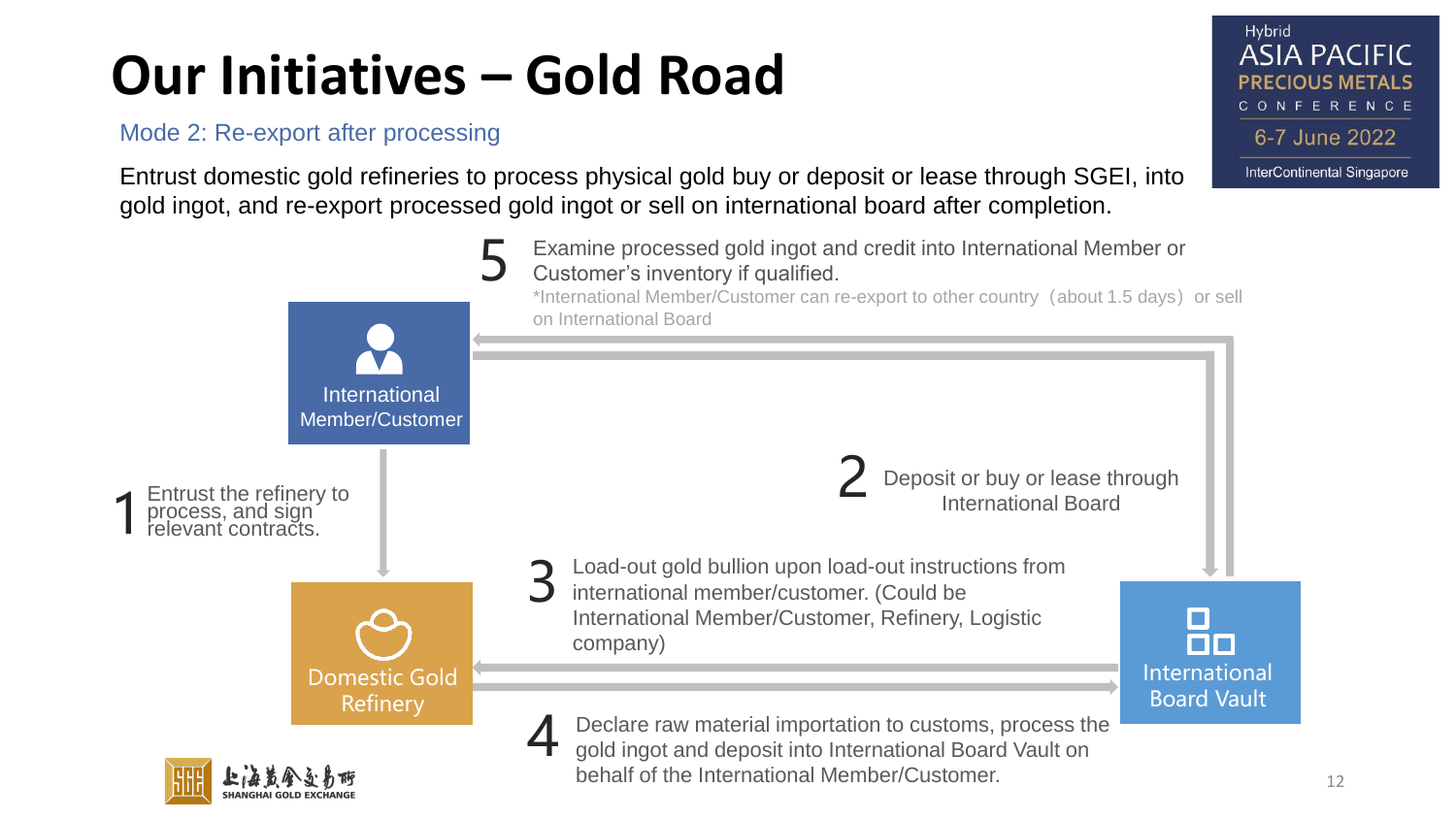# Our Initiatives – Gold Road

Mode 2: Re-export after processing

Entrust domestic gold refineries to process physical gold buy or deposit or lease through SGEI, into gold ingot, and re-export processed gold ingot or sell on international board after completion.

**5** Examine processed gold ingot and credit into International Member or Customer's inventory if qualified.

*International Member/Customer can re-export to other country（about 1.5 days）or sell on International Board

International Member/Customer

**1** Entrust the refinery to process, and sign relevant contracts.

**2** Deposit or buy or lease through International Board

**3** Load-out gold bullion upon load-out instructions from international member/customer. (Could be International Member/Customer, Refinery, Logistic company)

Domestic Gold Refinery

International Board Vault

**4** Declare raw material importation to customs, process the gold ingot and deposit into International Board Vault on behalf of the International Member/Customer.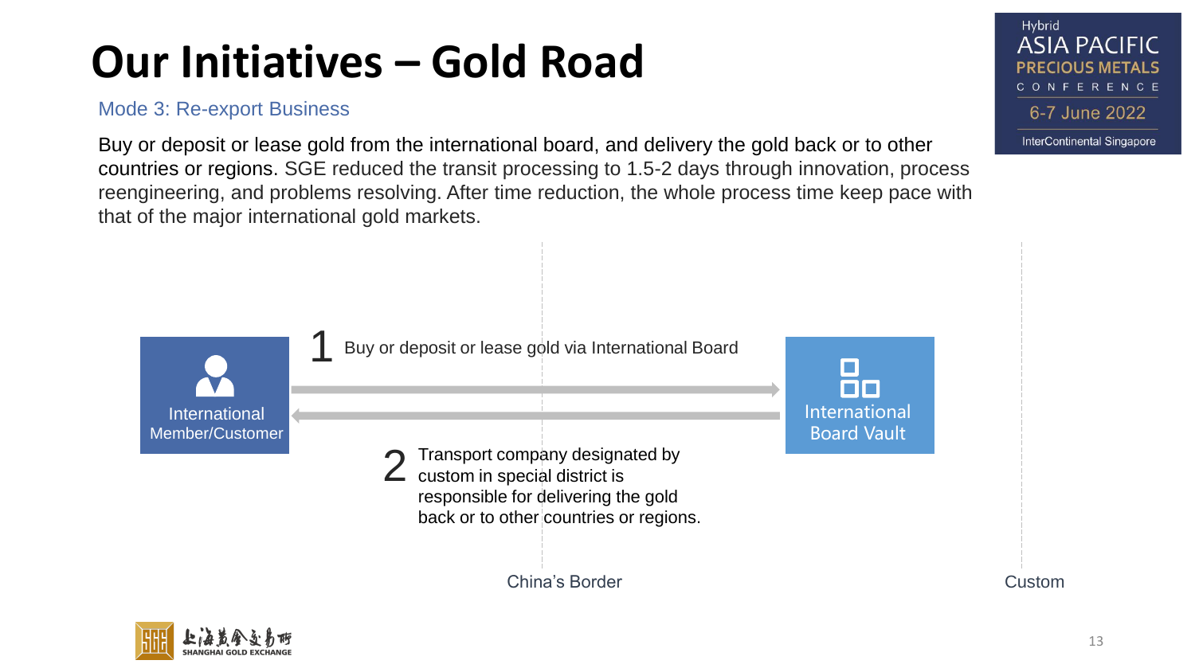# Our Initiatives – Gold Road

Mode 3: Re-export Business

Buy or deposit or lease gold from the international board, and delivery the gold back or to other countries or regions. SGE reduced the transit processing to 1.5-2 days through innovation, process reengineering, and problems resolving. After time reduction, the whole process time keep pace with that of the major international gold markets.

International Member/Customer

1 Buy or deposit or lease gold via International Board

International Board Vault

2 Transport company designated by custom in special district is responsible for delivering the gold back or to other countries or regions.

China's Border

Custom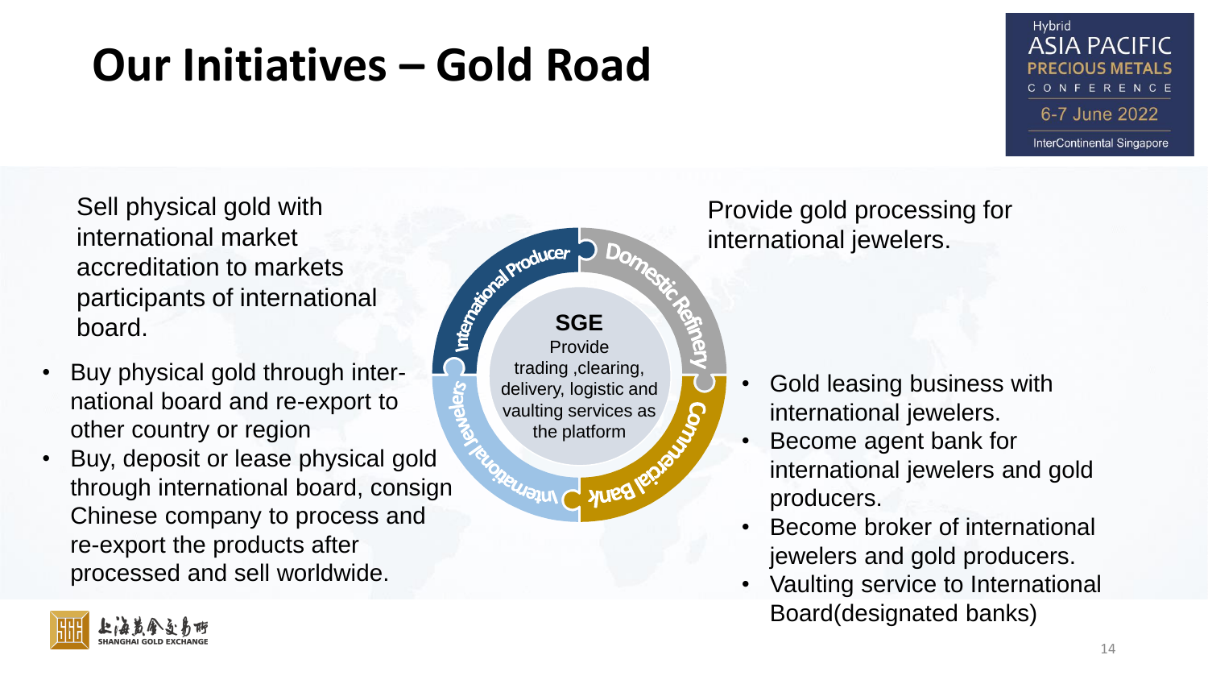# Our Initiatives – Gold Road

Sell physical gold with international market accreditation to markets participants of international board.

- Buy physical gold through international board and re-export to other country or region
- Buy, deposit or lease physical gold through international board, consign Chinese company to process and re-export the products after processed and sell worldwide.

International Producer

Domestic Refinery

Commercial Bank

International Jewelers

**SGE**

Provide trading ,clearing, delivery, logistic and vaulting services as the platform

Provide gold processing for international jewelers.

- Gold leasing business with international jewelers.
- Become agent bank for international jewelers and gold producers.
- Become broker of international jewelers and gold producers.
- Vaulting service to International Board(designated banks)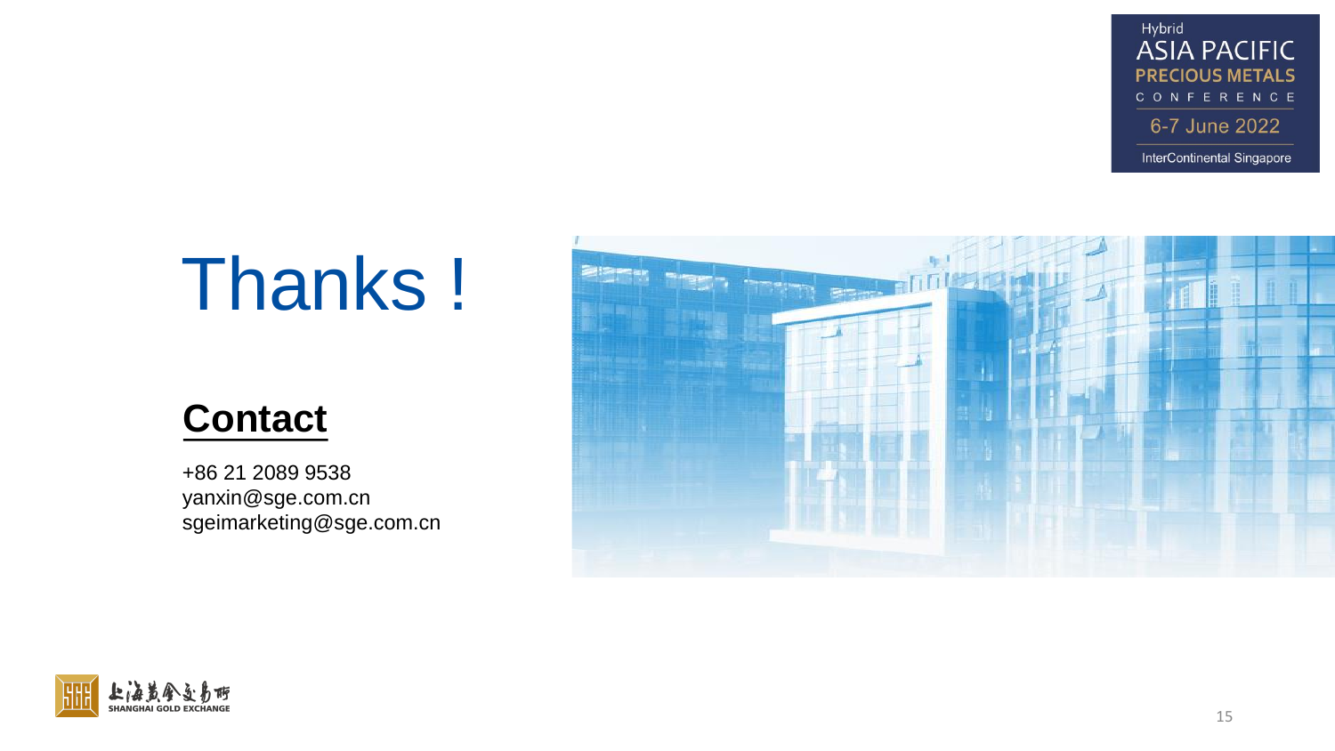# Thanks !

## Contact

+86 21 2089 9538
yanxin@sge.com.cn
sgeimarketing@sge.com.cn